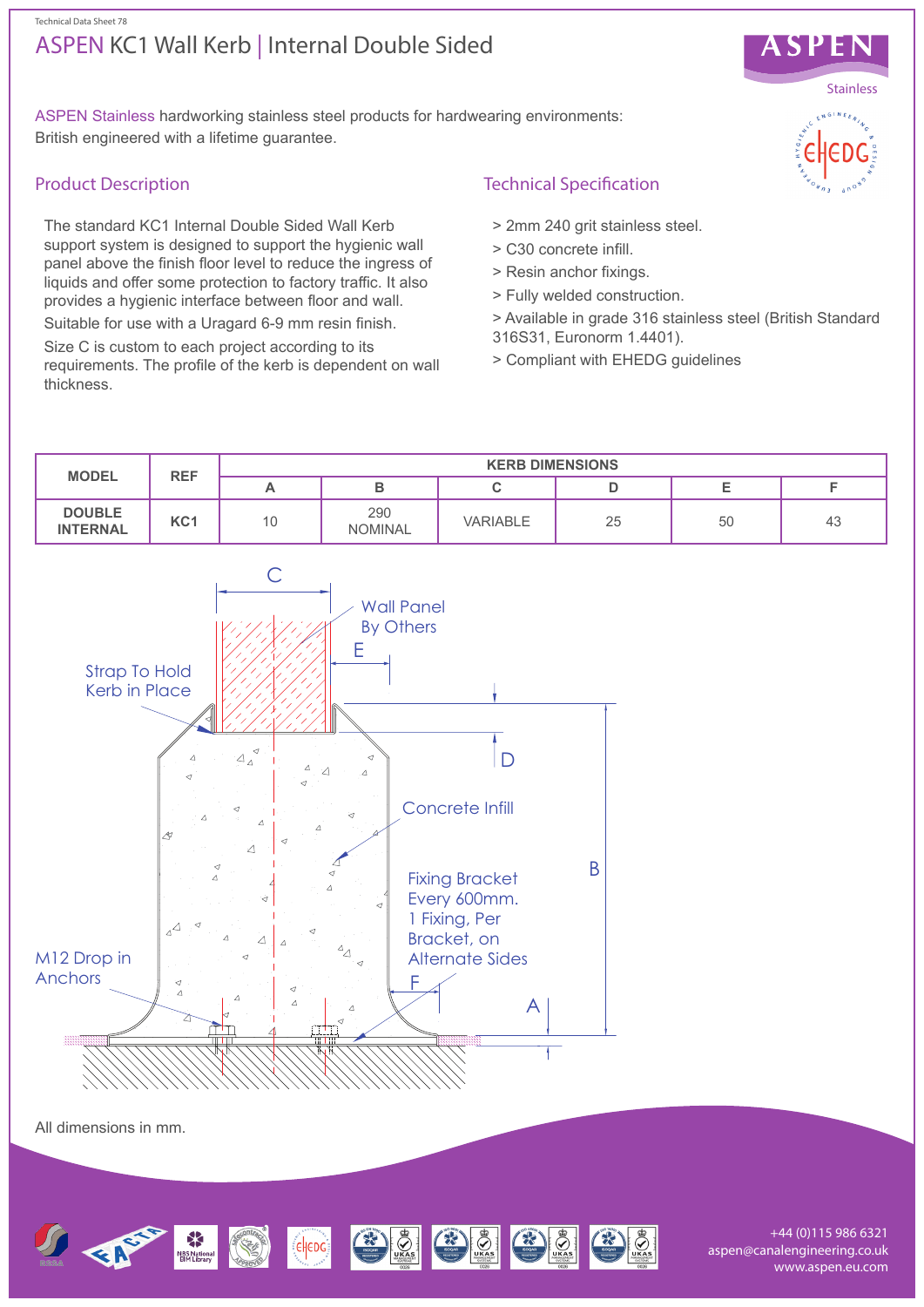Technical Data Sheet 78

# ASPEN KC1 Wall Kerb | Internal Double Sided

ASPEN Stainless hardworking stainless steel products for hardwearing environments: British engineered with a lifetime guarantee.

## Product Description

The standard KC1 Internal Double Sided Wall Kerb support system is designed to support the hygienic wall panel above the finish floor level to reduce the ingress of liquids and offer some protection to factory traffic. It also provides a hygienic interface between floor and wall.

Suitable for use with a Uragard 6-9 mm resin finish.

Size C is custom to each project according to its requirements. The profile of the kerb is dependent on wall thickness.

## Technical Specification

> 2mm 240 grit stainless steel.

> C30 concrete infill.

> Resin anchor fixings.

> Fully welded construction.

> Available in grade 316 stainless steel (British Standard 316S31, Euronorm 1.4401).

> Compliant with EHEDG guidelines

| MODEL | REF | KERB DIMENSIONS | | | | | |
|---|---|---|---|---|---|---|---|
| | | A | B | C | D | E | F |
| DOUBLE INTERNAL | KC1 | 10 | 290 NOMINAL | VARIABLE | 25 | 50 | 43 |

C

Wall Panel By Others

E

Strap To Hold Kerb in Place

D

Concrete Infill

Fixing Bracket Every 600mm. 1 Fixing, Per Bracket, on Alternate Sides

B

M12 Drop in Anchors

F

A

All dimensions in mm.

+44 (0)115 986 6321
aspen@canalengineering.co.uk
www.aspen.eu.com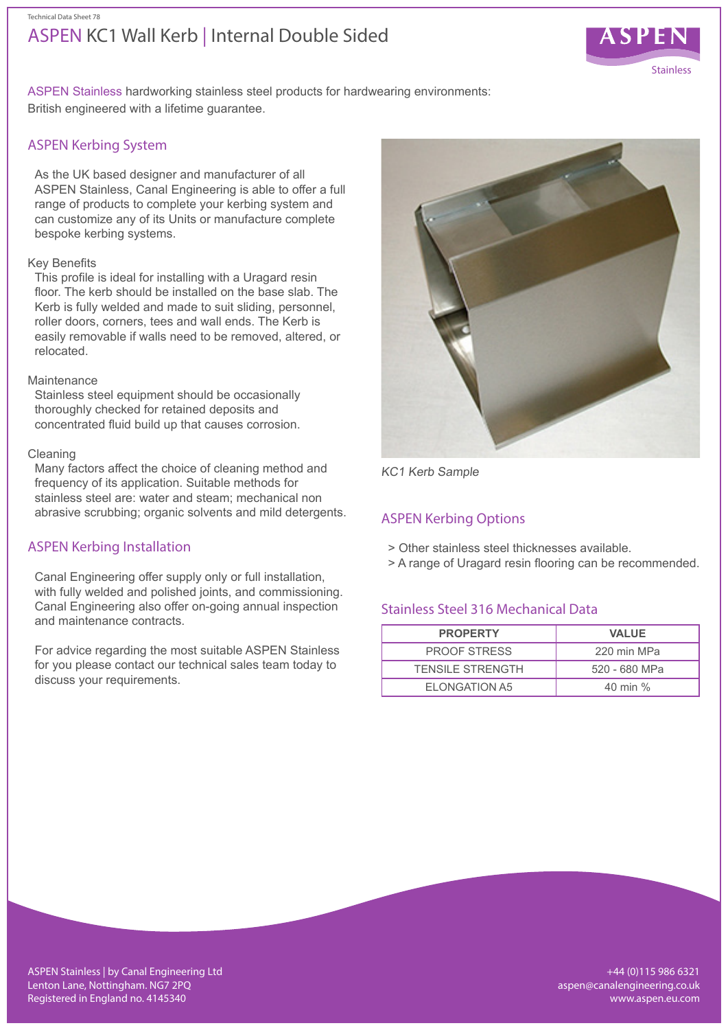Technical Data Sheet 78

# ASPEN KC1 Wall Kerb | Internal Double Sided

ASPEN Stainless hardworking stainless steel products for hardwearing environments: British engineered with a lifetime guarantee.

## ASPEN Kerbing System

As the UK based designer and manufacturer of all ASPEN Stainless, Canal Engineering is able to offer a full range of products to complete your kerbing system and can customize any of its Units or manufacture complete bespoke kerbing systems.

### Key Benefits

This profile is ideal for installing with a Uragard resin floor. The kerb should be installed on the base slab. The Kerb is fully welded and made to suit sliding, personnel, roller doors, corners, tees and wall ends. The Kerb is easily removable if walls need to be removed, altered, or relocated.

### Maintenance

Stainless steel equipment should be occasionally thoroughly checked for retained deposits and concentrated fluid build up that causes corrosion.

### Cleaning

Many factors affect the choice of cleaning method and frequency of its application. Suitable methods for stainless steel are: water and steam; mechanical non abrasive scrubbing; organic solvents and mild detergents.

## ASPEN Kerbing Installation

Canal Engineering offer supply only or full installation, with fully welded and polished joints, and commissioning. Canal Engineering also offer on-going annual inspection and maintenance contracts.

For advice regarding the most suitable ASPEN Stainless for you please contact our technical sales team today to discuss your requirements.

*KC1 Kerb Sample*

## ASPEN Kerbing Options

> Other stainless steel thicknesses available.
> A range of Uragard resin flooring can be recommended.

## Stainless Steel 316 Mechanical Data

| PROPERTY | VALUE |
|---|---|
| PROOF STRESS | 220 min MPa |
| TENSILE STRENGTH | 520 - 680 MPa |
| ELONGATION A5 | 40 min % |

ASPEN Stainless | by Canal Engineering Ltd
Lenton Lane, Nottingham. NG7 2PQ
Registered in England no. 4145340

+44 (0)115 986 6321
aspen@canalengineering.co.uk
www.aspen.eu.com